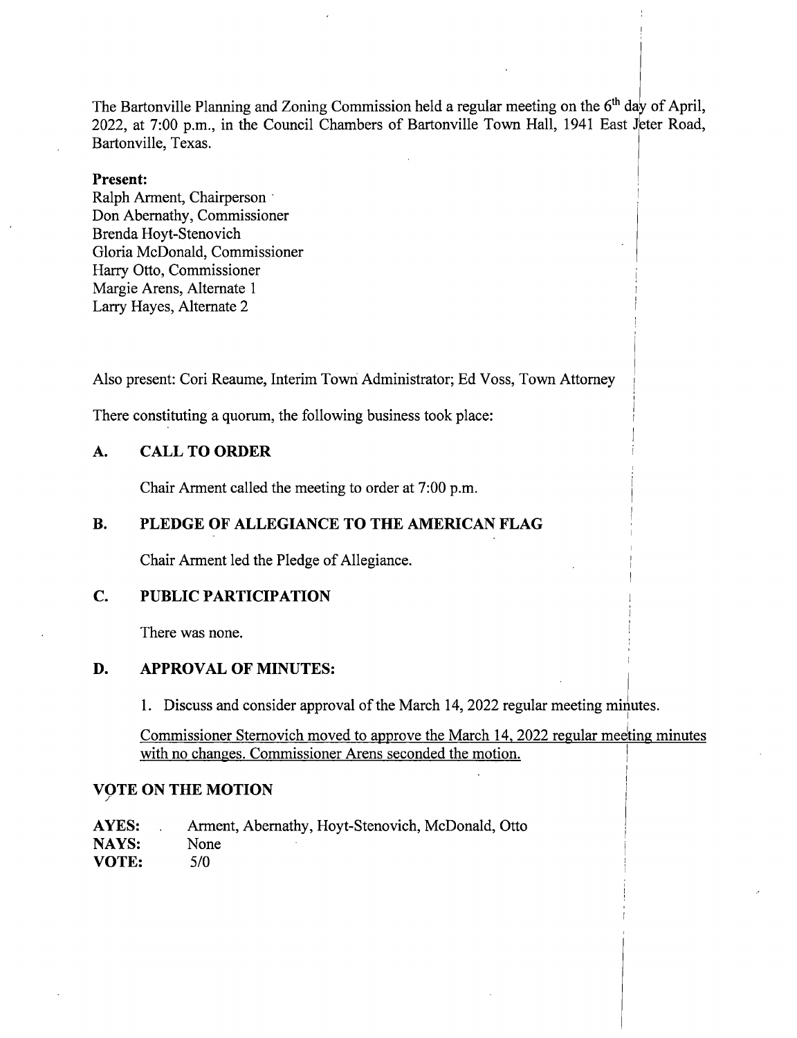The Bartonville Planning and Zoning Commission held a regular meeting on the 6th day of April, 2022, at 7:00 p.m., in the Council Chambers of Bartonville Town Hall, 1941 East Jeter Road, Bartonville, Texas.

**Present:**
Ralph Arment, Chairperson
Don Abernathy, Commissioner
Brenda Hoyt-Stenovich
Gloria McDonald, Commissioner
Harry Otto, Commissioner
Margie Arens, Alternate 1
Larry Hayes, Alternate 2

Also present: Cori Reaume, Interim Town Administrator; Ed Voss, Town Attorney

There constituting a quorum, the following business took place:

## A. CALL TO ORDER

Chair Arment called the meeting to order at 7:00 p.m.

## B. PLEDGE OF ALLEGIANCE TO THE AMERICAN FLAG

Chair Arment led the Pledge of Allegiance.

## C. PUBLIC PARTICIPATION

There was none.

## D. APPROVAL OF MINUTES:

1. Discuss and consider approval of the March 14, 2022 regular meeting minutes.

Commissioner Sternovich moved to approve the March 14, 2022 regular meeting minutes with no changes. Commissioner Arens seconded the motion.

## VOTE ON THE MOTION

**AYES:** Arment, Abernathy, Hoyt-Stenovich, McDonald, Otto
**NAYS:** None
**VOTE:** 5/0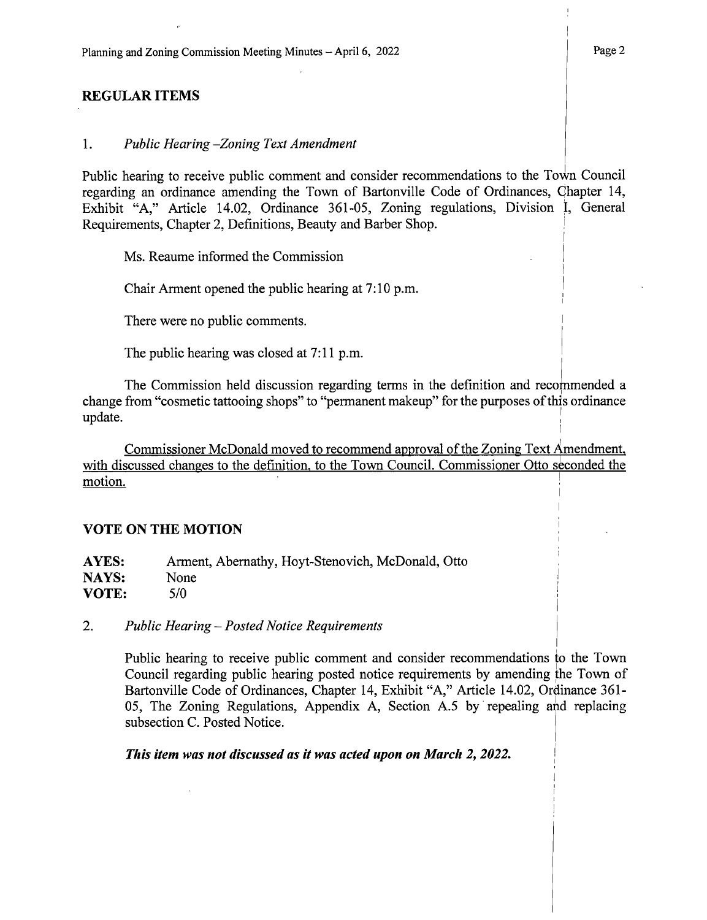## REGULAR ITEMS

1. *Public Hearing –Zoning Text Amendment*

Public hearing to receive public comment and consider recommendations to the Town Council regarding an ordinance amending the Town of Bartonville Code of Ordinances, Chapter 14, Exhibit "A," Article 14.02, Ordinance 361-05, Zoning regulations, Division I, General Requirements, Chapter 2, Definitions, Beauty and Barber Shop.

Ms. Reaume informed the Commission

Chair Arment opened the public hearing at 7:10 p.m.

There were no public comments.

The public hearing was closed at 7:11 p.m.

The Commission held discussion regarding terms in the definition and recommended a change from "cosmetic tattooing shops" to "permanent makeup" for the purposes of this ordinance update.

<u>Commissioner McDonald moved to recommend approval of the Zoning Text Amendment, with discussed changes to the definition, to the Town Council. Commissioner Otto seconded the motion.</u>

### VOTE ON THE MOTION

**AYES:** Arment, Abernathy, Hoyt-Stenovich, McDonald, Otto
**NAYS:** None
**VOTE:** 5/0

2. *Public Hearing – Posted Notice Requirements*

Public hearing to receive public comment and consider recommendations to the Town Council regarding public hearing posted notice requirements by amending the Town of Bartonville Code of Ordinances, Chapter 14, Exhibit "A," Article 14.02, Ordinance 361-05, The Zoning Regulations, Appendix A, Section A.5 by repealing and replacing subsection C. Posted Notice.

***This item was not discussed as it was acted upon on March 2, 2022.***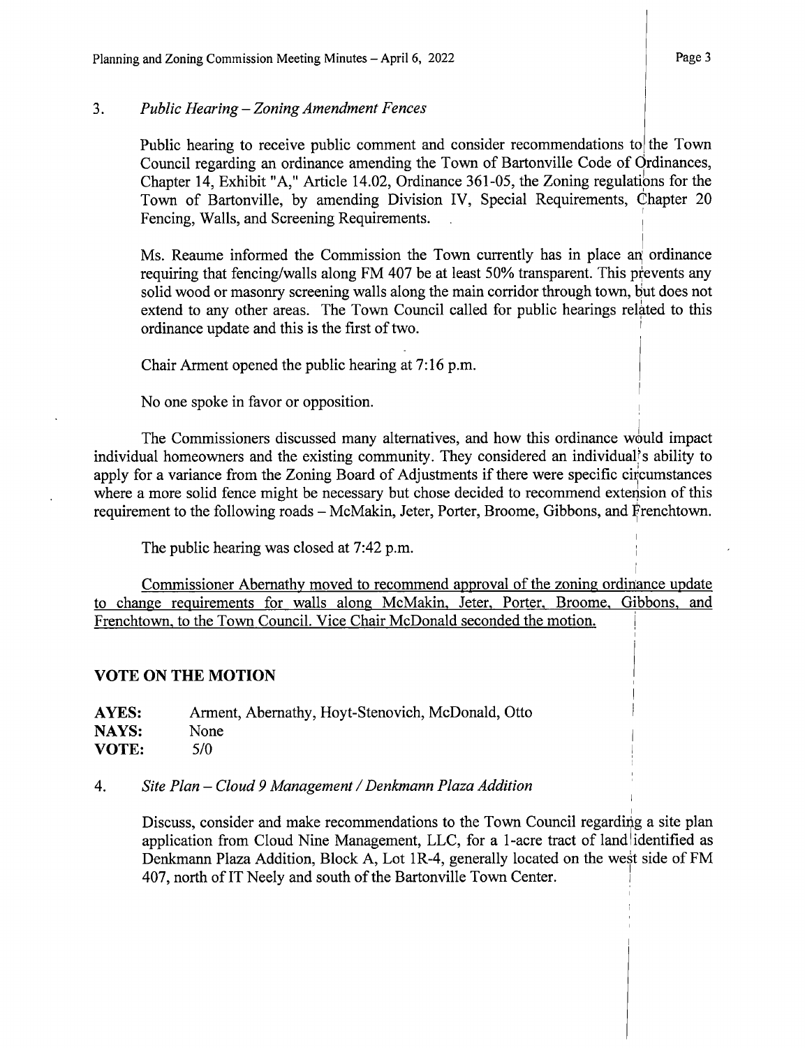3. *Public Hearing – Zoning Amendment Fences*

Public hearing to receive public comment and consider recommendations to the Town Council regarding an ordinance amending the Town of Bartonville Code of Ordinances, Chapter 14, Exhibit "A," Article 14.02, Ordinance 361-05, the Zoning regulations for the Town of Bartonville, by amending Division IV, Special Requirements, Chapter 20 Fencing, Walls, and Screening Requirements.

Ms. Reaume informed the Commission the Town currently has in place an ordinance requiring that fencing/walls along FM 407 be at least 50% transparent. This prevents any solid wood or masonry screening walls along the main corridor through town, but does not extend to any other areas. The Town Council called for public hearings related to this ordinance update and this is the first of two.

Chair Arment opened the public hearing at 7:16 p.m.

No one spoke in favor or opposition.

The Commissioners discussed many alternatives, and how this ordinance would impact individual homeowners and the existing community. They considered an individual's ability to apply for a variance from the Zoning Board of Adjustments if there were specific circumstances where a more solid fence might be necessary but chose decided to recommend extension of this requirement to the following roads – McMakin, Jeter, Porter, Broome, Gibbons, and Frenchtown.

The public hearing was closed at 7:42 p.m.

Commissioner Abernathy moved to recommend approval of the zoning ordinance update to change requirements for walls along McMakin, Jeter, Porter, Broome, Gibbons, and Frenchtown, to the Town Council. Vice Chair McDonald seconded the motion.

**VOTE ON THE MOTION**

**AYES:** Arment, Abernathy, Hoyt-Stenovich, McDonald, Otto
**NAYS:** None
**VOTE:** 5/0

4. *Site Plan – Cloud 9 Management / Denkmann Plaza Addition*

Discuss, consider and make recommendations to the Town Council regarding a site plan application from Cloud Nine Management, LLC, for a 1-acre tract of land identified as Denkmann Plaza Addition, Block A, Lot 1R-4, generally located on the west side of FM 407, north of IT Neely and south of the Bartonville Town Center.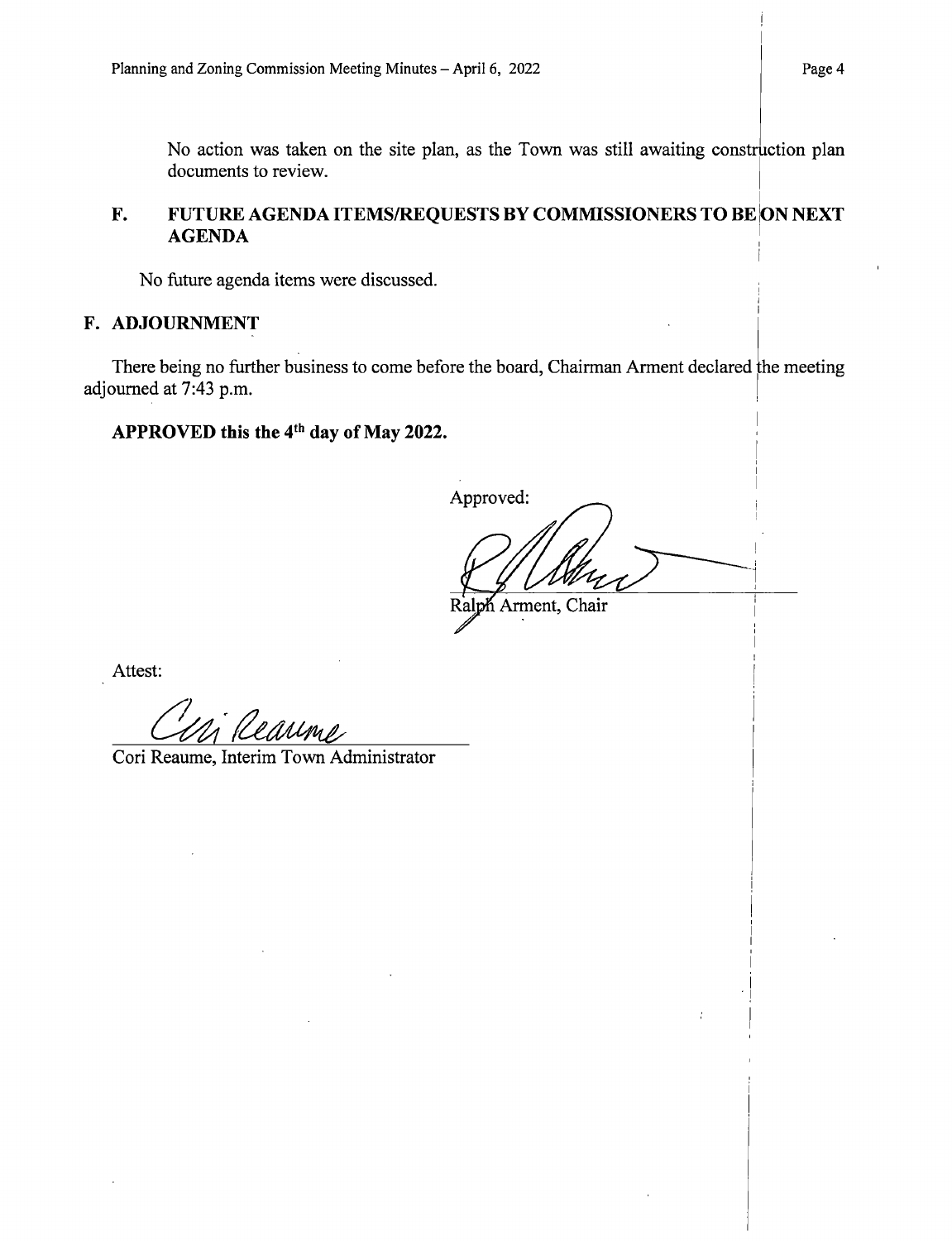No action was taken on the site plan, as the Town was still awaiting construction plan documents to review.

## F. FUTURE AGENDA ITEMS/REQUESTS BY COMMISSIONERS TO BE ON NEXT AGENDA

No future agenda items were discussed.

## F. ADJOURNMENT

There being no further business to come before the board, Chairman Arment declared the meeting adjourned at 7:43 p.m.

**APPROVED this the 4th day of May 2022.**

Approved:

Ralph Arment, Chair

Attest:

Cori Reaume, Interim Town Administrator